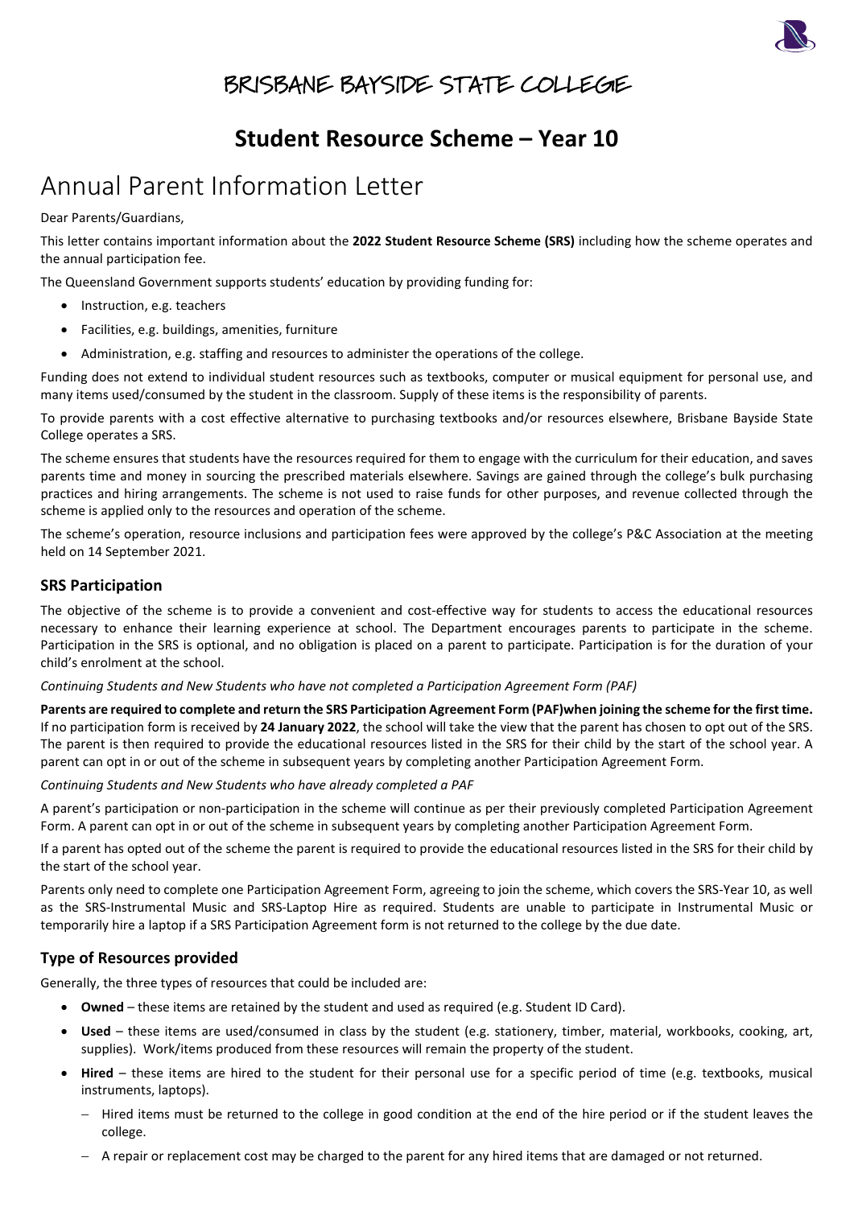# Brisbane Bayside State College

## Student Resource Scheme – Year 10

# Annual Parent Information Letter

Dear Parents/Guardians,

This letter contains important information about the **2022 Student Resource Scheme (SRS)** including how the scheme operates and the annual participation fee.

The Queensland Government supports students' education by providing funding for:

- Instruction, e.g. teachers
- Facilities, e.g. buildings, amenities, furniture
- Administration, e.g. staffing and resources to administer the operations of the college.

Funding does not extend to individual student resources such as textbooks, computer or musical equipment for personal use, and many items used/consumed by the student in the classroom. Supply of these items is the responsibility of parents.

To provide parents with a cost effective alternative to purchasing textbooks and/or resources elsewhere, Brisbane Bayside State College operates a SRS.

The scheme ensures that students have the resources required for them to engage with the curriculum for their education, and saves parents time and money in sourcing the prescribed materials elsewhere. Savings are gained through the college's bulk purchasing practices and hiring arrangements. The scheme is not used to raise funds for other purposes, and revenue collected through the scheme is applied only to the resources and operation of the scheme.

The scheme's operation, resource inclusions and participation fees were approved by the college's P&C Association at the meeting held on 14 September 2021.

### SRS Participation

The objective of the scheme is to provide a convenient and cost-effective way for students to access the educational resources necessary to enhance their learning experience at school. The Department encourages parents to participate in the scheme. Participation in the SRS is optional, and no obligation is placed on a parent to participate. Participation is for the duration of your child's enrolment at the school.

*Continuing Students and New Students who have not completed a Participation Agreement Form (PAF)*

**Parents are required to complete and return the SRS Participation Agreement Form (PAF)when joining the scheme for the first time.** If no participation form is received by **24 January 2022**, the school will take the view that the parent has chosen to opt out of the SRS. The parent is then required to provide the educational resources listed in the SRS for their child by the start of the school year. A parent can opt in or out of the scheme in subsequent years by completing another Participation Agreement Form.

*Continuing Students and New Students who have already completed a PAF*

A parent's participation or non-participation in the scheme will continue as per their previously completed Participation Agreement Form. A parent can opt in or out of the scheme in subsequent years by completing another Participation Agreement Form.

If a parent has opted out of the scheme the parent is required to provide the educational resources listed in the SRS for their child by the start of the school year.

Parents only need to complete one Participation Agreement Form, agreeing to join the scheme, which covers the SRS-Year 10, as well as the SRS-Instrumental Music and SRS-Laptop Hire as required. Students are unable to participate in Instrumental Music or temporarily hire a laptop if a SRS Participation Agreement form is not returned to the college by the due date.

### Type of Resources provided

Generally, the three types of resources that could be included are:

- **Owned** – these items are retained by the student and used as required (e.g. Student ID Card).
- **Used** – these items are used/consumed in class by the student (e.g. stationery, timber, material, workbooks, cooking, art, supplies). Work/items produced from these resources will remain the property of the student.
- **Hired** – these items are hired to the student for their personal use for a specific period of time (e.g. textbooks, musical instruments, laptops).
  - Hired items must be returned to the college in good condition at the end of the hire period or if the student leaves the college.
  - A repair or replacement cost may be charged to the parent for any hired items that are damaged or not returned.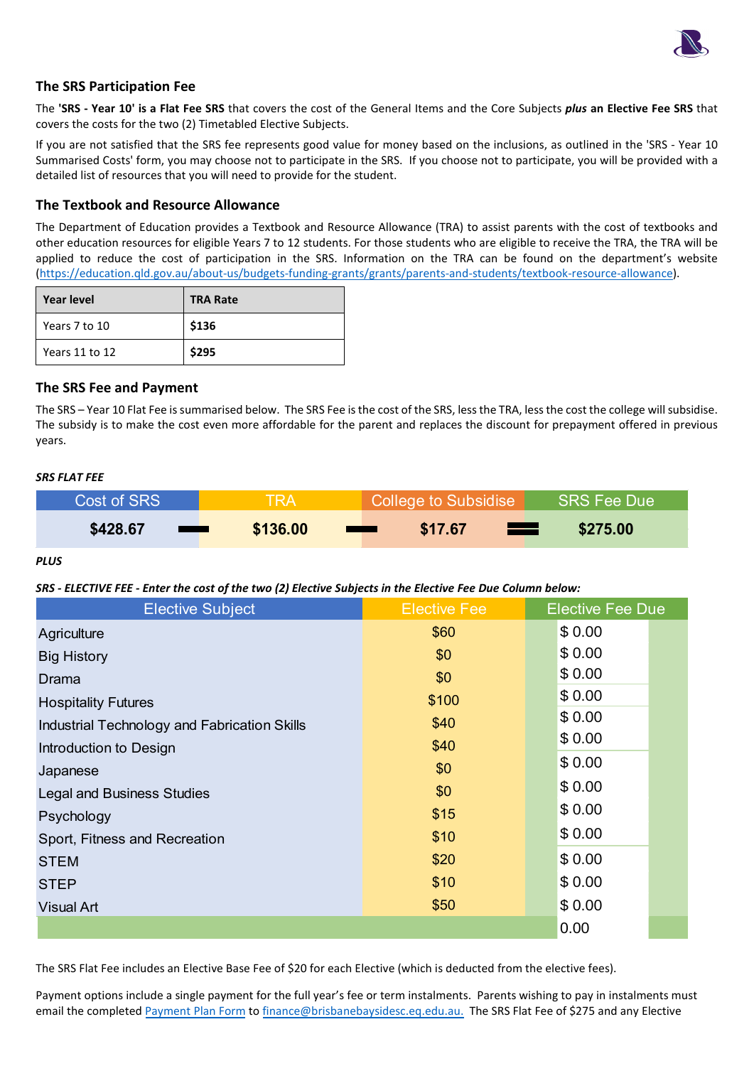## The SRS Participation Fee

The **'SRS - Year 10' is a Flat Fee SRS** that covers the cost of the General Items and the Core Subjects ***plus*** **an Elective Fee SRS** that covers the costs for the two (2) Timetabled Elective Subjects.

If you are not satisfied that the SRS fee represents good value for money based on the inclusions, as outlined in the 'SRS - Year 10 Summarised Costs' form, you may choose not to participate in the SRS. If you choose not to participate, you will be provided with a detailed list of resources that you will need to provide for the student.

## The Textbook and Resource Allowance

The Department of Education provides a Textbook and Resource Allowance (TRA) to assist parents with the cost of textbooks and other education resources for eligible Years 7 to 12 students. For those students who are eligible to receive the TRA, the TRA will be applied to reduce the cost of participation in the SRS. Information on the TRA can be found on the department's website (https://education.qld.gov.au/about-us/budgets-funding-grants/grants/parents-and-students/textbook-resource-allowance).

| Year level | TRA Rate |
|---|---|
| Years 7 to 10 | **$136** |
| Years 11 to 12 | **$295** |

## The SRS Fee and Payment

The SRS – Year 10 Flat Fee is summarised below. The SRS Fee is the cost of the SRS, less the TRA, less the cost the college will subsidise. The subsidy is to make the cost even more affordable for the parent and replaces the discount for prepayment offered in previous years.

***SRS FLAT FEE***

| Cost of SRS | | TRA | | College to Subsidise | | SRS Fee Due |
|---|---|---|---|---|---|---|
| **$428.67** | − | **$136.00** | − | **$17.67** | = | **$275.00** |

***PLUS***

***SRS - ELECTIVE FEE - Enter the cost of the two (2) Elective Subjects in the Elective Fee Due Column below:***

| Elective Subject | Elective Fee | Elective Fee Due |
|---|---|---|
| Agriculture | $60 | $ 0.00 |
| Big History | $0 | $ 0.00 |
| Drama | $0 | $ 0.00 |
| Hospitality Futures | $100 | $ 0.00 |
| Industrial Technology and Fabrication Skills | $40 | $ 0.00 |
| Introduction to Design | $40 | $ 0.00 |
| Japanese | $0 | $ 0.00 |
| Legal and Business Studies | $0 | $ 0.00 |
| Psychology | $15 | $ 0.00 |
| Sport, Fitness and Recreation | $10 | $ 0.00 |
| STEM | $20 | $ 0.00 |
| STEP | $10 | $ 0.00 |
| Visual Art | $50 | $ 0.00 |
| | | 0.00 |

The SRS Flat Fee includes an Elective Base Fee of $20 for each Elective (which is deducted from the elective fees).

Payment options include a single payment for the full year's fee or term instalments. Parents wishing to pay in instalments must email the completed Payment Plan Form to finance@brisbanebaysidesc.eq.edu.au. The SRS Flat Fee of $275 and any Elective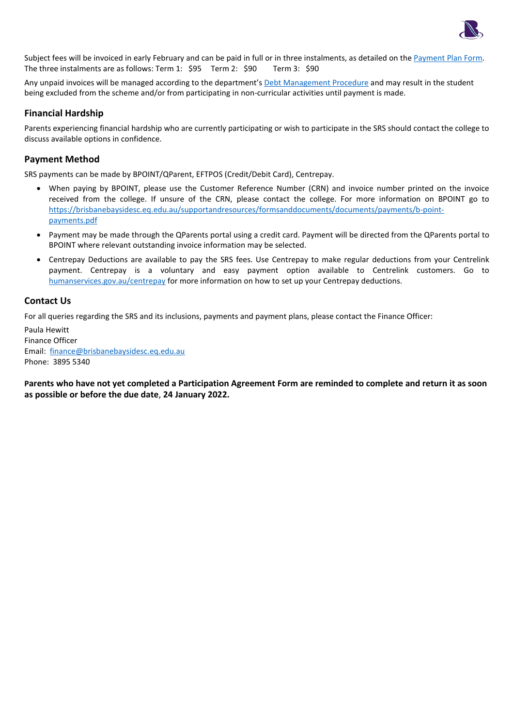Subject fees will be invoiced in early February and can be paid in full or in three instalments, as detailed on the Payment Plan Form. The three instalments are as follows: Term 1: $95 Term 2: $90 Term 3: $90

Any unpaid invoices will be managed according to the department's Debt Management Procedure and may result in the student being excluded from the scheme and/or from participating in non-curricular activities until payment is made.

## Financial Hardship

Parents experiencing financial hardship who are currently participating or wish to participate in the SRS should contact the college to discuss available options in confidence.

## Payment Method

SRS payments can be made by BPOINT/QParent, EFTPOS (Credit/Debit Card), Centrepay.

- When paying by BPOINT, please use the Customer Reference Number (CRN) and invoice number printed on the invoice received from the college. If unsure of the CRN, please contact the college. For more information on BPOINT go to https://brisbanebaysidesc.eq.edu.au/supportandresources/formsanddocuments/documents/payments/b-point-payments.pdf
- Payment may be made through the QParents portal using a credit card. Payment will be directed from the QParents portal to BPOINT where relevant outstanding invoice information may be selected.
- Centrepay Deductions are available to pay the SRS fees. Use Centrepay to make regular deductions from your Centrelink payment. Centrepay is a voluntary and easy payment option available to Centrelink customers. Go to humanservices.gov.au/centrepay for more information on how to set up your Centrepay deductions.

## Contact Us

For all queries regarding the SRS and its inclusions, payments and payment plans, please contact the Finance Officer:

Paula Hewitt
Finance Officer
Email: finance@brisbanebaysidesc.eq.edu.au
Phone: 3895 5340

**Parents who have not yet completed a Participation Agreement Form are reminded to complete and return it as soon as possible or before the due date, 24 January 2022.**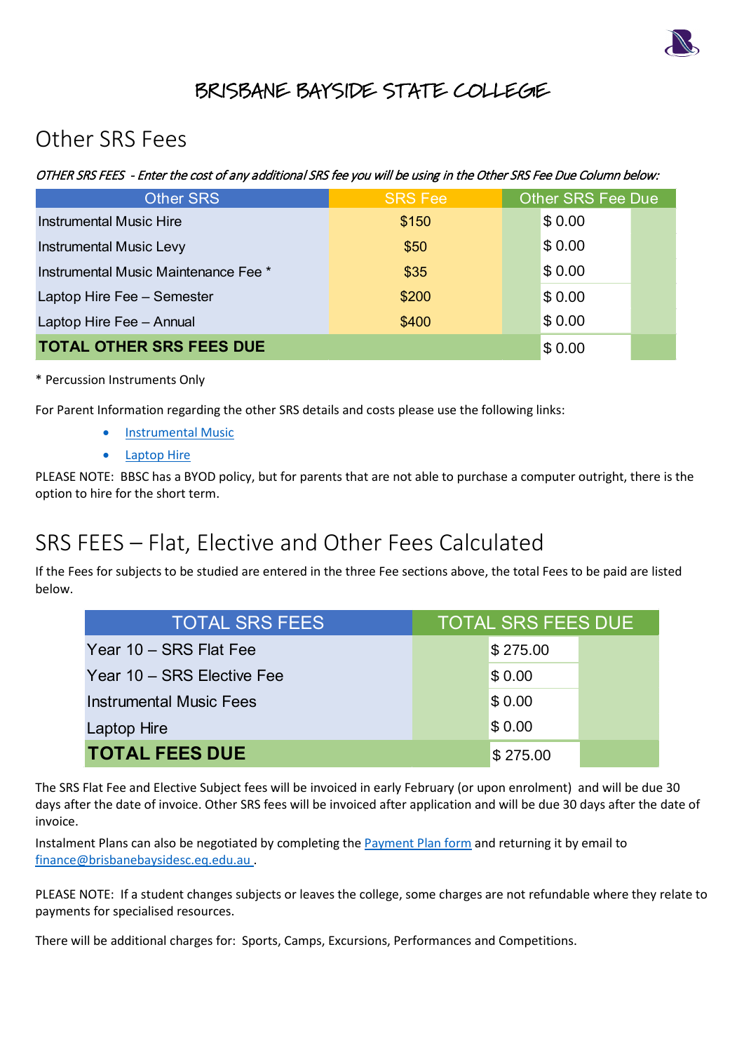# BRISBANE BAYSIDE STATE COLLEGE

## Other SRS Fees

*OTHER SRS FEES - Enter the cost of any additional SRS fee you will be using in the Other SRS Fee Due Column below:*

| Other SRS | SRS Fee | Other SRS Fee Due |
|---|---|---|
| Instrumental Music Hire | $150 | $ 0.00 |
| Instrumental Music Levy | $50 | $ 0.00 |
| Instrumental Music Maintenance Fee * | $35 | $ 0.00 |
| Laptop Hire Fee – Semester | $200 | $ 0.00 |
| Laptop Hire Fee – Annual | $400 | $ 0.00 |
| **TOTAL OTHER SRS FEES DUE** | | $ 0.00 |

\* Percussion Instruments Only

For Parent Information regarding the other SRS details and costs please use the following links:

- Instrumental Music
- Laptop Hire

PLEASE NOTE: BBSC has a BYOD policy, but for parents that are not able to purchase a computer outright, there is the option to hire for the short term.

## SRS FEES – Flat, Elective and Other Fees Calculated

If the Fees for subjects to be studied are entered in the three Fee sections above, the total Fees to be paid are listed below.

| TOTAL SRS FEES | TOTAL SRS FEES DUE |
|---|---|
| Year 10 – SRS Flat Fee | $ 275.00 |
| Year 10 – SRS Elective Fee | $ 0.00 |
| Instrumental Music Fees | $ 0.00 |
| Laptop Hire | $ 0.00 |
| **TOTAL FEES DUE** | $ 275.00 |

The SRS Flat Fee and Elective Subject fees will be invoiced in early February (or upon enrolment) and will be due 30 days after the date of invoice. Other SRS fees will be invoiced after application and will be due 30 days after the date of invoice.

Instalment Plans can also be negotiated by completing the Payment Plan form and returning it by email to finance@brisbanebaysidesc.eq.edu.au .

PLEASE NOTE: If a student changes subjects or leaves the college, some charges are not refundable where they relate to payments for specialised resources.

There will be additional charges for: Sports, Camps, Excursions, Performances and Competitions.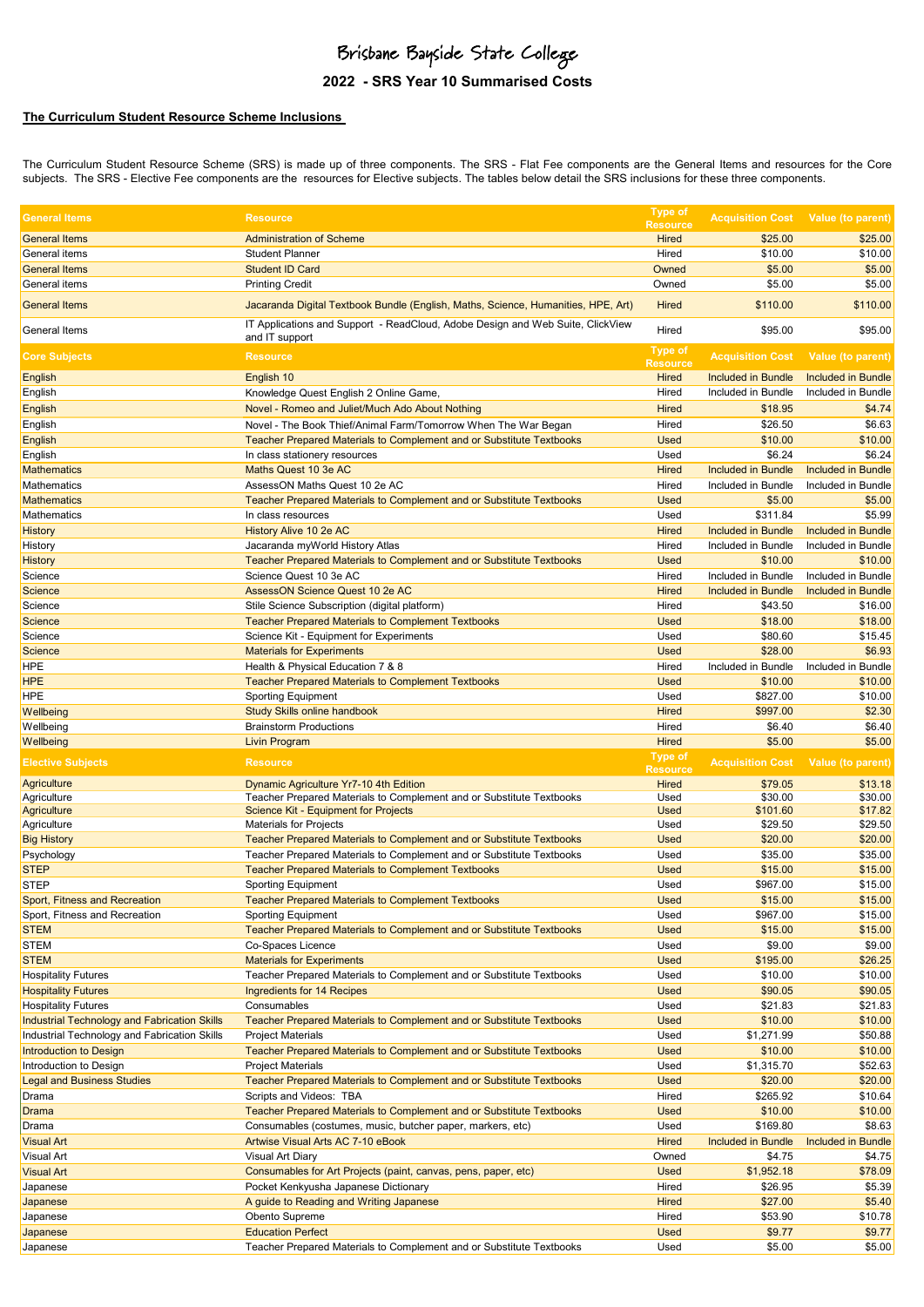# Brisbane Bayside State College

## 2022 - SRS Year 10 Summarised Costs

**The Curriculum Student Resource Scheme Inclusions**

The Curriculum Student Resource Scheme (SRS) is made up of three components. The SRS - Flat Fee components are the General Items and resources for the Core subjects. The SRS - Elective Fee components are the resources for Elective subjects. The tables below detail the SRS inclusions for these three components.

| General Items | Resource | Type of Resource | Acquisition Cost | Value (to parent) |
|---|---|---|---|---|
| General Items | Administration of Scheme | Hired | $25.00 | $25.00 |
| General items | Student Planner | Hired | $10.00 | $10.00 |
| General Items | Student ID Card | Owned | $5.00 | $5.00 |
| General items | Printing Credit | Owned | $5.00 | $5.00 |
| General Items | Jacaranda Digital Textbook Bundle (English, Maths, Science, Humanities, HPE, Art) | Hired | $110.00 | $110.00 |
| General Items | IT Applications and Support - ReadCloud, Adobe Design and Web Suite, ClickView and IT support | Hired | $95.00 | $95.00 |
| **Core Subjects** | **Resource** | **Type of Resource** | **Acquisition Cost** | **Value (to parent)** |
| English | English 10 | Hired | Included in Bundle | Included in Bundle |
| English | Knowledge Quest English 2 Online Game, | Hired | Included in Bundle | Included in Bundle |
| English | Novel - Romeo and Juliet/Much Ado About Nothing | Hired | $18.95 | $4.74 |
| English | Novel - The Book Thief/Animal Farm/Tomorrow When The War Began | Hired | $26.50 | $6.63 |
| English | Teacher Prepared Materials to Complement and or Substitute Textbooks | Used | $10.00 | $10.00 |
| English | In class stationery resources | Used | $6.24 | $6.24 |
| Mathematics | Maths Quest 10 3e AC | Hired | Included in Bundle | Included in Bundle |
| Mathematics | AssessON Maths Quest 10 2e AC | Hired | Included in Bundle | Included in Bundle |
| Mathematics | Teacher Prepared Materials to Complement and or Substitute Textbooks | Used | $5.00 | $5.00 |
| Mathematics | In class resources | Used | $311.84 | $5.99 |
| History | History Alive 10 2e AC | Hired | Included in Bundle | Included in Bundle |
| History | Jacaranda myWorld History Atlas | Hired | Included in Bundle | Included in Bundle |
| History | Teacher Prepared Materials to Complement and or Substitute Textbooks | Used | $10.00 | $10.00 |
| Science | Science Quest 10 3e AC | Hired | Included in Bundle | Included in Bundle |
| Science | AssessON Science Quest 10 2e AC | Hired | Included in Bundle | Included in Bundle |
| Science | Stile Science Subscription (digital platform) | Hired | $43.50 | $16.00 |
| Science | Teacher Prepared Materials to Complement Textbooks | Used | $18.00 | $18.00 |
| Science | Science Kit - Equipment for Experiments | Used | $80.60 | $15.45 |
| Science | Materials for Experiments | Used | $28.00 | $6.93 |
| HPE | Health & Physical Education 7 & 8 | Hired | Included in Bundle | Included in Bundle |
| HPE | Teacher Prepared Materials to Complement Textbooks | Used | $10.00 | $10.00 |
| HPE | Sporting Equipment | Used | $827.00 | $10.00 |
| Wellbeing | Study Skills online handbook | Hired | $997.00 | $2.30 |
| Wellbeing | Brainstorm Productions | Hired | $6.40 | $6.40 |
| Wellbeing | Livin Program | Hired | $5.00 | $5.00 |
| **Elective Subjects** | **Resource** | **Type of Resource** | **Acquisition Cost** | **Value (to parent)** |
| Agriculture | Dynamic Agriculture Yr7-10 4th Edition | Hired | $79.05 | $13.18 |
| Agriculture | Teacher Prepared Materials to Complement and or Substitute Textbooks | Used | $30.00 | $30.00 |
| Agriculture | Science Kit - Equipment for Projects | Used | $101.60 | $17.82 |
| Agriculture | Materials for Projects | Used | $29.50 | $29.50 |
| Big History | Teacher Prepared Materials to Complement and or Substitute Textbooks | Used | $20.00 | $20.00 |
| Psychology | Teacher Prepared Materials to Complement and or Substitute Textbooks | Used | $35.00 | $35.00 |
| STEP | Teacher Prepared Materials to Complement Textbooks | Used | $15.00 | $15.00 |
| STEP | Sporting Equipment | Used | $967.00 | $15.00 |
| Sport, Fitness and Recreation | Teacher Prepared Materials to Complement Textbooks | Used | $15.00 | $15.00 |
| Sport, Fitness and Recreation | Sporting Equipment | Used | $967.00 | $15.00 |
| STEM | Teacher Prepared Materials to Complement and or Substitute Textbooks | Used | $15.00 | $15.00 |
| STEM | Co-Spaces Licence | Used | $9.00 | $9.00 |
| STEM | Materials for Experiments | Used | $195.00 | $26.25 |
| Hospitality Futures | Teacher Prepared Materials to Complement and or Substitute Textbooks | Used | $10.00 | $10.00 |
| Hospitality Futures | Ingredients for 14 Recipes | Used | $90.05 | $90.05 |
| Hospitality Futures | Consumables | Used | $21.83 | $21.83 |
| Industrial Technology and Fabrication Skills | Teacher Prepared Materials to Complement and or Substitute Textbooks | Used | $10.00 | $10.00 |
| Industrial Technology and Fabrication Skills | Project Materials | Used | $1,271.99 | $50.88 |
| Introduction to Design | Teacher Prepared Materials to Complement and or Substitute Textbooks | Used | $10.00 | $10.00 |
| Introduction to Design | Project Materials | Used | $1,315.70 | $52.63 |
| Legal and Business Studies | Teacher Prepared Materials to Complement and or Substitute Textbooks | Used | $20.00 | $20.00 |
| Drama | Scripts and Videos: TBA | Hired | $265.92 | $10.64 |
| Drama | Teacher Prepared Materials to Complement and or Substitute Textbooks | Used | $10.00 | $10.00 |
| Drama | Consumables (costumes, music, butcher paper, markers, etc) | Used | $169.80 | $8.63 |
| Visual Art | Artwise Visual Arts AC 7-10 eBook | Hired | Included in Bundle | Included in Bundle |
| Visual Art | Visual Art Diary | Owned | $4.75 | $4.75 |
| Visual Art | Consumables for Art Projects (paint, canvas, pens, paper, etc) | Used | $1,952.18 | $78.09 |
| Japanese | Pocket Kenkyusha Japanese Dictionary | Hired | $26.95 | $5.39 |
| Japanese | A guide to Reading and Writing Japanese | Hired | $27.00 | $5.40 |
| Japanese | Obento Supreme | Hired | $53.90 | $10.78 |
| Japanese | Education Perfect | Used | $9.77 | $9.77 |
| Japanese | Teacher Prepared Materials to Complement and or Substitute Textbooks | Used | $5.00 | $5.00 |